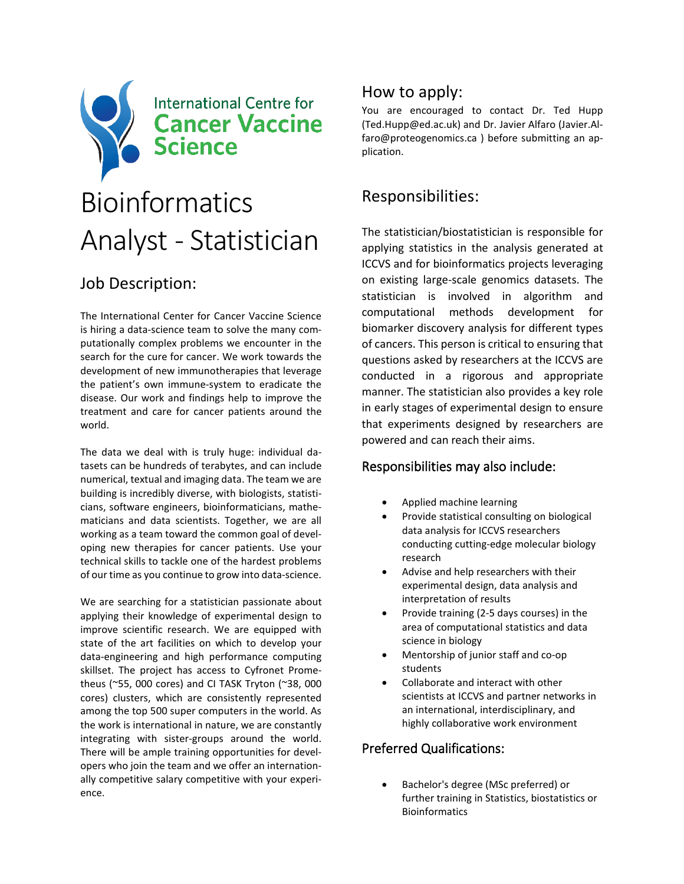International Centre for Cancer Vaccine Science

# Bioinformatics Analyst - Statistician

## Job Description:

The International Center for Cancer Vaccine Science is hiring a data-science team to solve the many computationally complex problems we encounter in the search for the cure for cancer. We work towards the development of new immunotherapies that leverage the patient's own immune-system to eradicate the disease. Our work and findings help to improve the treatment and care for cancer patients around the world.

The data we deal with is truly huge: individual datasets can be hundreds of terabytes, and can include numerical, textual and imaging data. The team we are building is incredibly diverse, with biologists, statisticians, software engineers, bioinformaticians, mathematicians and data scientists. Together, we are all working as a team toward the common goal of developing new therapies for cancer patients. Use your technical skills to tackle one of the hardest problems of our time as you continue to grow into data-science.

We are searching for a statistician passionate about applying their knowledge of experimental design to improve scientific research. We are equipped with state of the art facilities on which to develop your data-engineering and high performance computing skillset. The project has access to Cyfronet Prometheus (~55, 000 cores) and CI TASK Tryton (~38, 000 cores) clusters, which are consistently represented among the top 500 super computers in the world. As the work is international in nature, we are constantly integrating with sister-groups around the world. There will be ample training opportunities for developers who join the team and we offer an internationally competitive salary competitive with your experience.

## How to apply:

You are encouraged to contact Dr. Ted Hupp (Ted.Hupp@ed.ac.uk) and Dr. Javier Alfaro (Javier.Alfaro@proteogenomics.ca ) before submitting an application.

## Responsibilities:

The statistician/biostatistician is responsible for applying statistics in the analysis generated at ICCVS and for bioinformatics projects leveraging on existing large-scale genomics datasets. The statistician is involved in algorithm and computational methods development for biomarker discovery analysis for different types of cancers. This person is critical to ensuring that questions asked by researchers at the ICCVS are conducted in a rigorous and appropriate manner. The statistician also provides a key role in early stages of experimental design to ensure that experiments designed by researchers are powered and can reach their aims.

### Responsibilities may also include:

- Applied machine learning
- Provide statistical consulting on biological data analysis for ICCVS researchers conducting cutting-edge molecular biology research
- Advise and help researchers with their experimental design, data analysis and interpretation of results
- Provide training (2-5 days courses) in the area of computational statistics and data science in biology
- Mentorship of junior staff and co-op students
- Collaborate and interact with other scientists at ICCVS and partner networks in an international, interdisciplinary, and highly collaborative work environment

### Preferred Qualifications:

- Bachelor's degree (MSc preferred) or further training in Statistics, biostatistics or Bioinformatics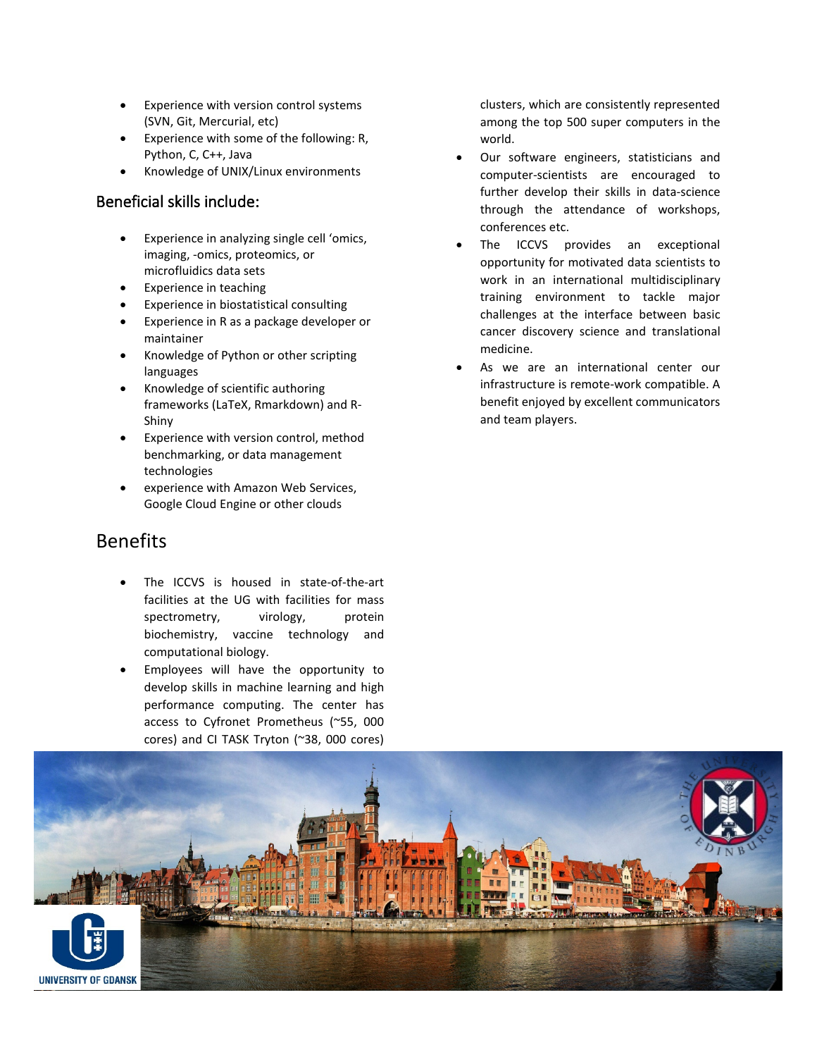- Experience with version control systems (SVN, Git, Mercurial, etc)
- Experience with some of the following: R, Python, C, C++, Java
- Knowledge of UNIX/Linux environments

### Beneficial skills include:

- Experience in analyzing single cell 'omics, imaging, -omics, proteomics, or microfluidics data sets
- Experience in teaching
- Experience in biostatistical consulting
- Experience in R as a package developer or maintainer
- Knowledge of Python or other scripting languages
- Knowledge of scientific authoring frameworks (LaTeX, Rmarkdown) and R-Shiny
- Experience with version control, method benchmarking, or data management technologies
- experience with Amazon Web Services, Google Cloud Engine or other clouds

## Benefits

- The ICCVS is housed in state-of-the-art facilities at the UG with facilities for mass spectrometry, virology, protein biochemistry, vaccine technology and computational biology.
- Employees will have the opportunity to develop skills in machine learning and high performance computing. The center has access to Cyfronet Prometheus (~55, 000 cores) and CI TASK Tryton (~38, 000 cores) clusters, which are consistently represented among the top 500 super computers in the world.
- Our software engineers, statisticians and computer-scientists are encouraged to further develop their skills in data-science through the attendance of workshops, conferences etc.
- The ICCVS provides an exceptional opportunity for motivated data scientists to work in an international multidisciplinary training environment to tackle major challenges at the interface between basic cancer discovery science and translational medicine.
- As we are an international center our infrastructure is remote-work compatible. A benefit enjoyed by excellent communicators and team players.

UNIVERSITY OF GDANSK

THE UNIVERSITY OF EDINBURGH